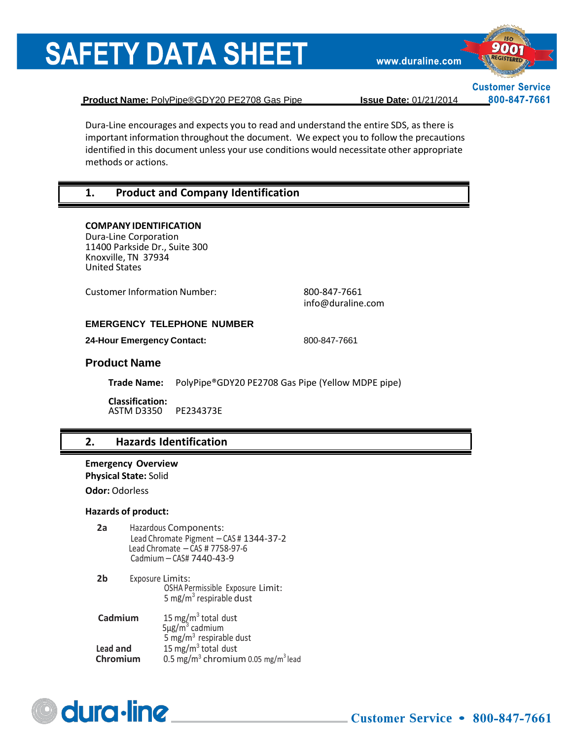# SAFETY DATA SHEET

www.duraline.com

**Product Name:** PolyPipe®GDY20 PE2708 Gas Pipe **Issue Date:** 01/21/2014

Customer Service 800-847-7661

Dura-Line encourages and expects you to read and understand the entire SDS, as there is important information throughout the document. We expect you to follow the precautions identified in this document unless your use conditions would necessitate other appropriate methods or actions.

## 1. Product and Company Identification

**COMPANY IDENTIFICATION**
Dura-Line Corporation
11400 Parkside Dr., Suite 300
Knoxville, TN 37934
United States

Customer Information Number: 800-847-7661
info@duraline.com

**EMERGENCY TELEPHONE NUMBER**

**24-Hour Emergency Contact:** 800-847-7661

### Product Name

**Trade Name:** PolyPipe®GDY20 PE2708 Gas Pipe (Yellow MDPE pipe)

**Classification:**
ASTM D3350 PE234373E

## 2. Hazards Identification

**Emergency Overview**
**Physical State:** Solid
**Odor:** Odorless

**Hazards of product:**

**2a** Hazardous Components:
Lead Chromate Pigment – CAS # 1344-37-2
Lead Chromate – CAS # 7758-97-6
Cadmium – CAS# 7440-43-9

**2b** Exposure Limits:
OSHA Permissible Exposure Limit:
5 mg/$m^3$ respirable dust

| | |
|---|---|
| **Cadmium** | 15 mg/$m^3$ total dust<br>5µg/$m^3$ cadmium<br>5 mg/$m^3$ respirable dust |
| **Lead and Chromium** | 15 mg/$m^3$ total dust<br>0.5 mg/$m^3$ chromium 0.05 mg/$m^3$ lead |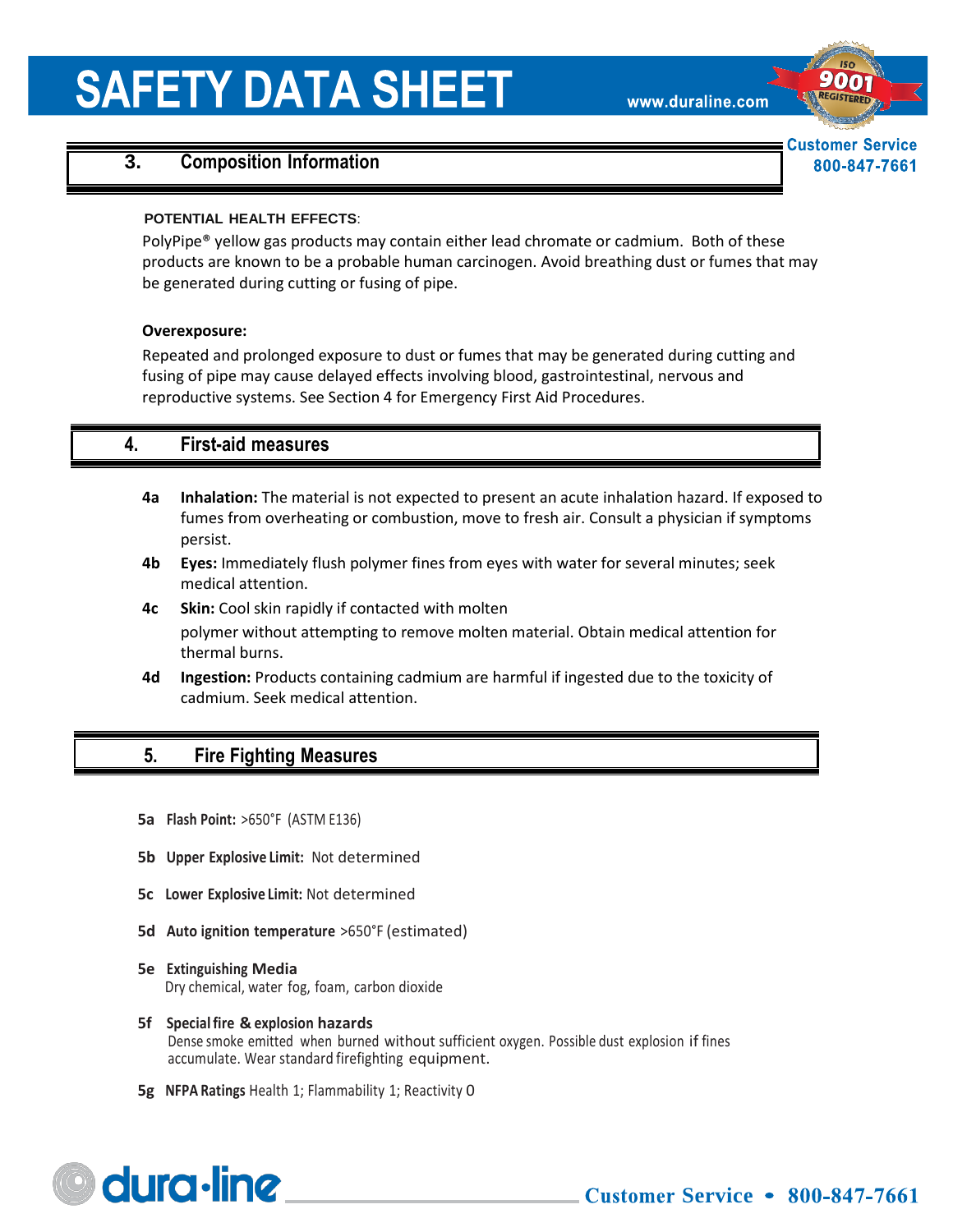## 3. Composition Information

**POTENTIAL HEALTH EFFECTS**:

PolyPipe® yellow gas products may contain either lead chromate or cadmium. Both of these products are known to be a probable human carcinogen. Avoid breathing dust or fumes that may be generated during cutting or fusing of pipe.

**Overexposure:**

Repeated and prolonged exposure to dust or fumes that may be generated during cutting and fusing of pipe may cause delayed effects involving blood, gastrointestinal, nervous and reproductive systems. See Section 4 for Emergency First Aid Procedures.

## 4. First-aid measures

**4a Inhalation:** The material is not expected to present an acute inhalation hazard. If exposed to fumes from overheating or combustion, move to fresh air. Consult a physician if symptoms persist.

**4b Eyes:** Immediately flush polymer fines from eyes with water for several minutes; seek medical attention.

**4c Skin:** Cool skin rapidly if contacted with molten polymer without attempting to remove molten material. Obtain medical attention for thermal burns.

**4d Ingestion:** Products containing cadmium are harmful if ingested due to the toxicity of cadmium. Seek medical attention.

## 5. Fire Fighting Measures

**5a Flash Point:** >650°F (ASTM E136)

**5b Upper Explosive Limit:** Not determined

**5c Lower Explosive Limit:** Not determined

**5d Auto ignition temperature** >650°F (estimated)

**5e Extinguishing Media**
Dry chemical, water fog, foam, carbon dioxide

**5f Special fire & explosion hazards**
Dense smoke emitted when burned without sufficient oxygen. Possible dust explosion if fines accumulate. Wear standard firefighting equipment.

**5g NFPA Ratings** Health 1; Flammability 1; Reactivity 0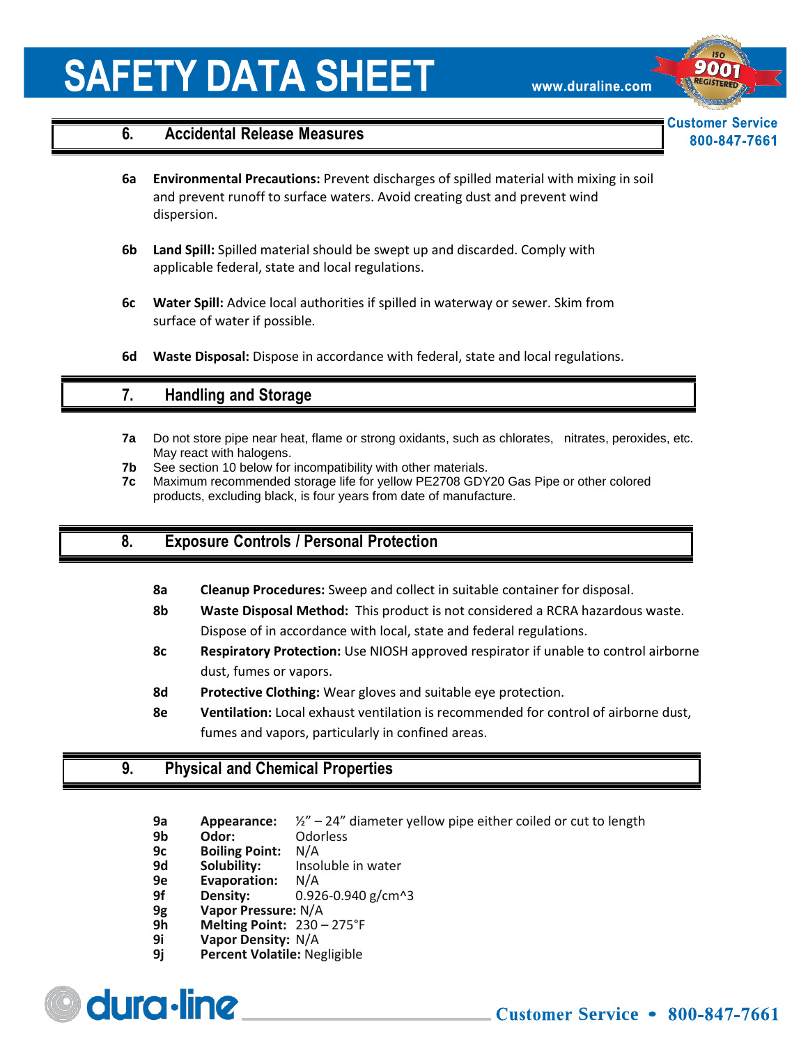## 6. Accidental Release Measures

**6a** **Environmental Precautions:** Prevent discharges of spilled material with mixing in soil and prevent runoff to surface waters. Avoid creating dust and prevent wind dispersion.

**6b** **Land Spill:** Spilled material should be swept up and discarded. Comply with applicable federal, state and local regulations.

**6c** **Water Spill:** Advice local authorities if spilled in waterway or sewer. Skim from surface of water if possible.

**6d** **Waste Disposal:** Dispose in accordance with federal, state and local regulations.

## 7. Handling and Storage

**7a** Do not store pipe near heat, flame or strong oxidants, such as chlorates, nitrates, peroxides, etc. May react with halogens.

**7b** See section 10 below for incompatibility with other materials.

**7c** Maximum recommended storage life for yellow PE2708 GDY20 Gas Pipe or other colored products, excluding black, is four years from date of manufacture.

## 8. Exposure Controls / Personal Protection

**8a** **Cleanup Procedures:** Sweep and collect in suitable container for disposal.

**8b** **Waste Disposal Method:** This product is not considered a RCRA hazardous waste. Dispose of in accordance with local, state and federal regulations.

**8c** **Respiratory Protection:** Use NIOSH approved respirator if unable to control airborne dust, fumes or vapors.

**8d** **Protective Clothing:** Wear gloves and suitable eye protection.

**8e** **Ventilation:** Local exhaust ventilation is recommended for control of airborne dust, fumes and vapors, particularly in confined areas.

## 9. Physical and Chemical Properties

**9a** **Appearance:** ½" – 24" diameter yellow pipe either coiled or cut to length

**9b** **Odor:** Odorless

**9c** **Boiling Point:** N/A

**9d** **Solubility:** Insoluble in water

**9e** **Evaporation:** N/A

**9f** **Density:** 0.926-0.940 g/cm^3

**9g** **Vapor Pressure:** N/A

**9h** **Melting Point:** 230 – 275°F

**9i** **Vapor Density:** N/A

**9j** **Percent Volatile:** Negligible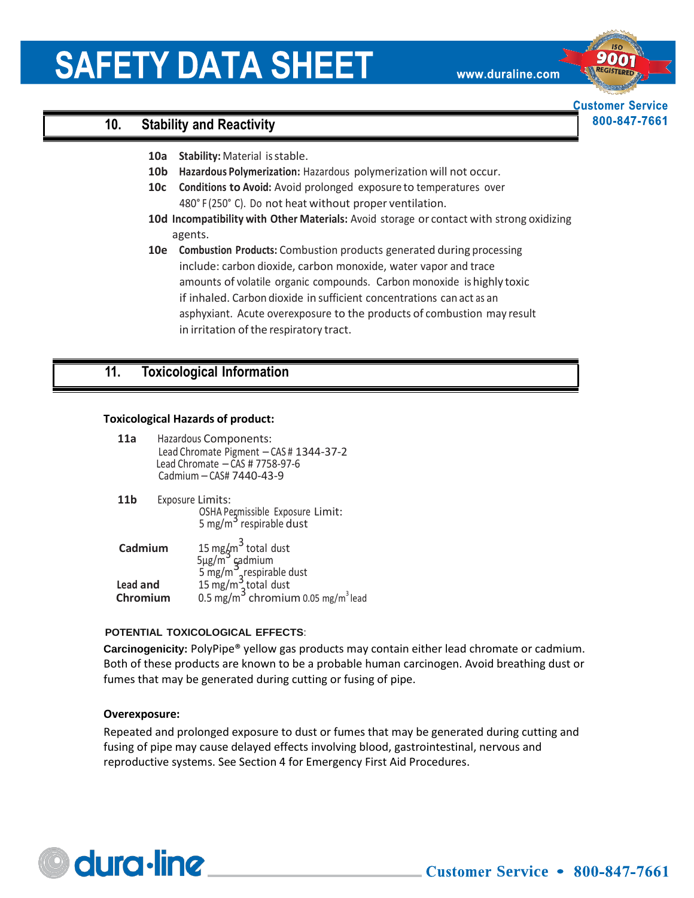## 10. Stability and Reactivity

**10a Stability:** Material is stable.

**10b Hazardous Polymerization:** Hazardous polymerization will not occur.

**10c Conditions to Avoid:** Avoid prolonged exposure to temperatures over 480° F (250° C). Do not heat without proper ventilation.

**10d Incompatibility with Other Materials:** Avoid storage or contact with strong oxidizing agents.

**10e Combustion Products:** Combustion products generated during processing include: carbon dioxide, carbon monoxide, water vapor and trace amounts of volatile organic compounds. Carbon monoxide is highly toxic if inhaled. Carbon dioxide in sufficient concentrations can act as an asphyxiant. Acute overexposure to the products of combustion may result in irritation of the respiratory tract.

## 11. Toxicological Information

**Toxicological Hazards of product:**

**11a** Hazardous Components:
Lead Chromate Pigment – CAS # 1344-37-2
Lead Chromate – CAS # 7758-97-6
Cadmium – CAS# 7440-43-9

**11b** Exposure Limits:
OSHA Permissible Exposure Limit:
5 $mg/m^3$ respirable dust

**Cadmium**
15 $mg/m^3$ total dust
5$\mu g/m^3$ cadmium
5 $mg/m^3$ respirable dust

**Lead and Chromium**
15 $mg/m^3$ total dust
0.5 $mg/m^3$ chromium 0.05 $mg/m^3$ lead

**POTENTIAL TOXICOLOGICAL EFFECTS**:

**Carcinogenicity:** PolyPipe® yellow gas products may contain either lead chromate or cadmium. Both of these products are known to be a probable human carcinogen. Avoid breathing dust or fumes that may be generated during cutting or fusing of pipe.

**Overexposure:**

Repeated and prolonged exposure to dust or fumes that may be generated during cutting and fusing of pipe may cause delayed effects involving blood, gastrointestinal, nervous and reproductive systems. See Section 4 for Emergency First Aid Procedures.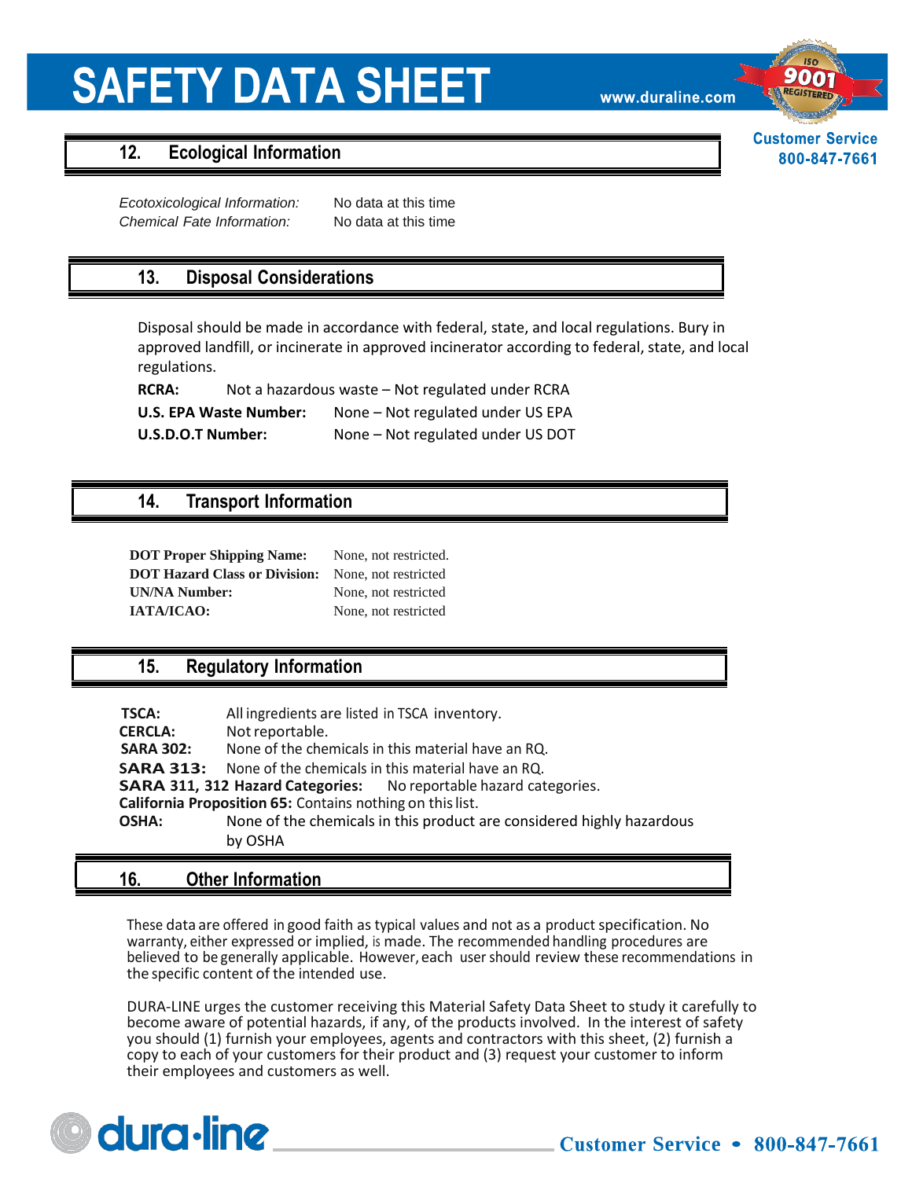## 12. Ecological Information

| | |
|---|---|
| *Ecotoxicological Information:* | No data at this time |
| *Chemical Fate Information:* | No data at this time |

## 13. Disposal Considerations

Disposal should be made in accordance with federal, state, and local regulations. Bury in approved landfill, or incinerate in approved incinerator according to federal, state, and local regulations.

**RCRA:** Not a hazardous waste – Not regulated under RCRA

**U.S. EPA Waste Number:** None – Not regulated under US EPA

**U.S.D.O.T Number:** None – Not regulated under US DOT

## 14. Transport Information

| | |
|---|---|
| **DOT Proper Shipping Name:** | None, not restricted. |
| **DOT Hazard Class or Division:** | None, not restricted |
| **UN/NA Number:** | None, not restricted |
| **IATA/ICAO:** | None, not restricted |

## 15. Regulatory Information

**TSCA:** All ingredients are listed in TSCA inventory.

**CERCLA:** Not reportable.

**SARA 302:** None of the chemicals in this material have an RQ.

**SARA 313:** None of the chemicals in this material have an RQ.

**SARA 311, 312 Hazard Categories:** No reportable hazard categories.

**California Proposition 65:** Contains nothing on this list.

**OSHA:** None of the chemicals in this product are considered highly hazardous by OSHA

## 16. Other Information

These data are offered in good faith as typical values and not as a product specification. No warranty, either expressed or implied, is made. The recommended handling procedures are believed to be generally applicable. However, each user should review these recommendations in the specific content of the intended use.

DURA-LINE urges the customer receiving this Material Safety Data Sheet to study it carefully to become aware of potential hazards, if any, of the products involved. In the interest of safety you should (1) furnish your employees, agents and contractors with this sheet, (2) furnish a copy to each of your customers for their product and (3) request your customer to inform their employees and customers as well.